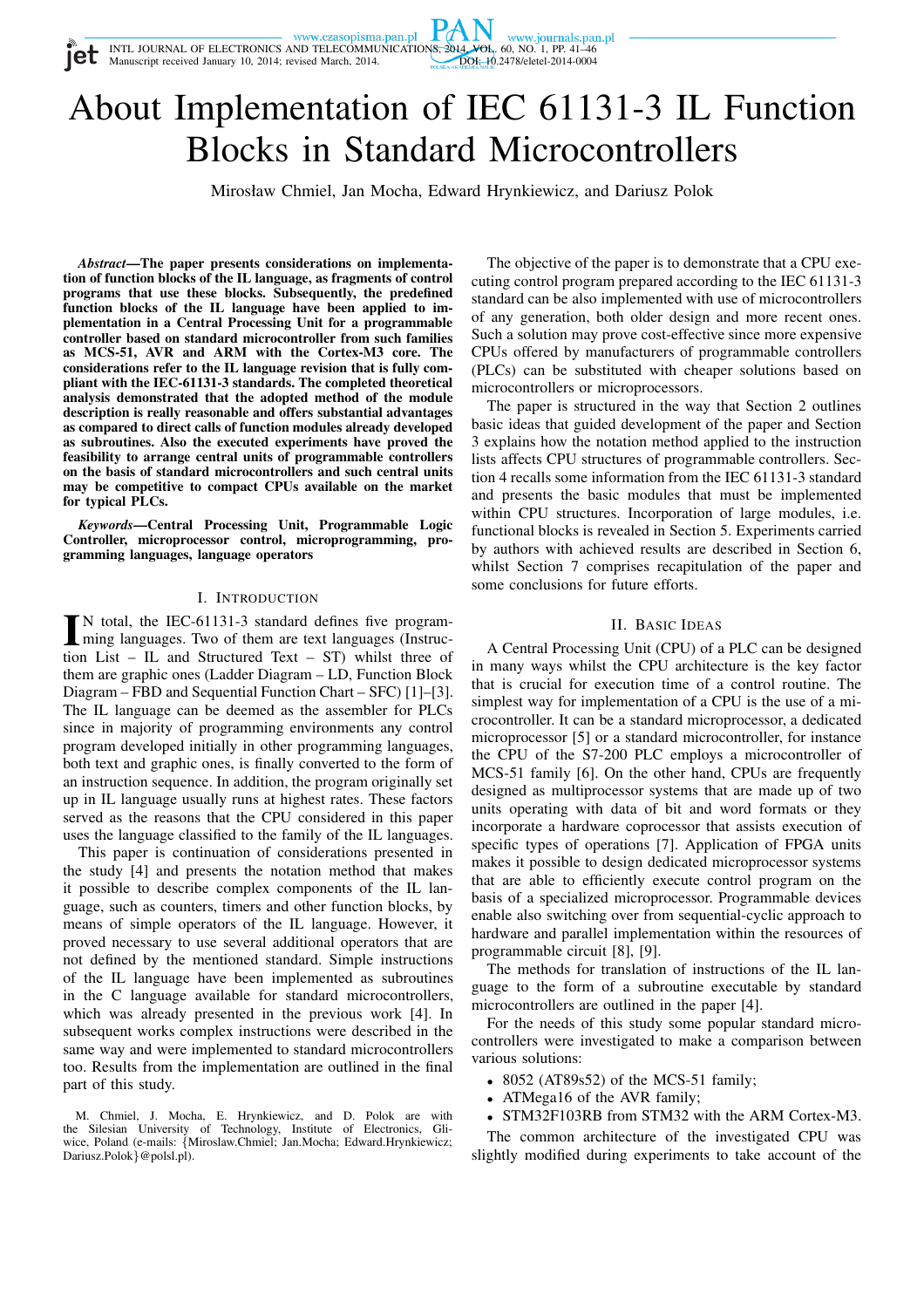# About Implementation of IEC 61131-3 IL Function Blocks in Standard Microcontrollers

Mirosław Chmiel, Jan Mocha, Edward Hrynkiewicz, and Dariusz Polok

***Abstract*—The paper presents considerations on implementation of function blocks of the IL language, as fragments of control programs that use these blocks. Subsequently, the predefined function blocks of the IL language have been applied to implementation in a Central Processing Unit for a programmable controller based on standard microcontroller from such families as MCS-51, AVR and ARM with the Cortex-M3 core. The considerations refer to the IL language revision that is fully compliant with the IEC-61131-3 standards. The completed theoretical analysis demonstrated that the adopted method of the module description is really reasonable and offers substantial advantages as compared to direct calls of function modules already developed as subroutines. Also the executed experiments have proved the feasibility to arrange central units of programmable controllers on the basis of standard microcontrollers and such central units may be competitive to compact CPUs available on the market for typical PLCs.**

***Keywords*—Central Processing Unit, Programmable Logic Controller, microprocessor control, microprogramming, programming languages, language operators**

## I. Introduction

In total, the IEC-61131-3 standard defines five programming languages. Two of them are text languages (Instruction List – IL and Structured Text – ST) whilst three of them are graphic ones (Ladder Diagram – LD, Function Block Diagram – FBD and Sequential Function Chart – SFC) [1]–[3]. The IL language can be deemed as the assembler for PLCs since in majority of programming environments any control program developed initially in other programming languages, both text and graphic ones, is finally converted to the form of an instruction sequence. In addition, the program originally set up in IL language usually runs at highest rates. These factors served as the reasons that the CPU considered in this paper uses the language classified to the family of the IL languages.

This paper is continuation of considerations presented in the study [4] and presents the notation method that makes it possible to describe complex components of the IL language, such as counters, timers and other function blocks, by means of simple operators of the IL language. However, it proved necessary to use several additional operators that are not defined by the mentioned standard. Simple instructions of the IL language have been implemented as subroutines in the C language available for standard microcontrollers, which was already presented in the previous work [4]. In subsequent works complex instructions were described in the same way and were implemented to standard microcontrollers too. Results from the implementation are outlined in the final part of this study.

M. Chmiel, J. Mocha, E. Hrynkiewicz, and D. Polok are with the Silesian University of Technology, Institute of Electronics, Gliwice, Poland (e-mails: {Miroslaw.Chmiel; Jan.Mocha; Edward.Hrynkiewicz; Dariusz.Polok}@polsl.pl).

The objective of the paper is to demonstrate that a CPU executing control program prepared according to the IEC 61131-3 standard can be also implemented with use of microcontrollers of any generation, both older design and more recent ones. Such a solution may prove cost-effective since more expensive CPUs offered by manufacturers of programmable controllers (PLCs) can be substituted with cheaper solutions based on microcontrollers or microprocessors.

The paper is structured in the way that Section 2 outlines basic ideas that guided development of the paper and Section 3 explains how the notation method applied to the instruction lists affects CPU structures of programmable controllers. Section 4 recalls some information from the IEC 61131-3 standard and presents the basic modules that must be implemented within CPU structures. Incorporation of large modules, i.e. functional blocks is revealed in Section 5. Experiments carried by authors with achieved results are described in Section 6, whilst Section 7 comprises recapitulation of the paper and some conclusions for future efforts.

## II. Basic Ideas

A Central Processing Unit (CPU) of a PLC can be designed in many ways whilst the CPU architecture is the key factor that is crucial for execution time of a control routine. The simplest way for implementation of a CPU is the use of a microcontroller. It can be a standard microprocessor, a dedicated microprocessor [5] or a standard microcontroller, for instance the CPU of the S7-200 PLC employs a microcontroller of MCS-51 family [6]. On the other hand, CPUs are frequently designed as multiprocessor systems that are made up of two units operating with data of bit and word formats or they incorporate a hardware coprocessor that assists execution of specific types of operations [7]. Application of FPGA units makes it possible to design dedicated microprocessor systems that are able to efficiently execute control program on the basis of a specialized microprocessor. Programmable devices enable also switching over from sequential-cyclic approach to hardware and parallel implementation within the resources of programmable circuit [8], [9].

The methods for translation of instructions of the IL language to the form of a subroutine executable by standard microcontrollers are outlined in the paper [4].

For the needs of this study some popular standard microcontrollers were investigated to make a comparison between various solutions:

- 8052 (AT89s52) of the MCS-51 family;
- ATMega16 of the AVR family;
- STM32F103RB from STM32 with the ARM Cortex-M3.

The common architecture of the investigated CPU was slightly modified during experiments to take account of the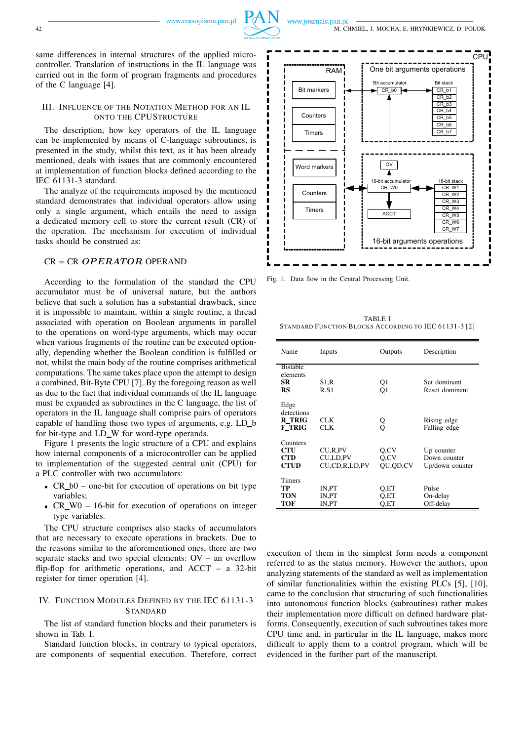same differences in internal structures of the applied microcontroller. Translation of instructions in the IL language was carried out in the form of program fragments and procedures of the C language [4].

## III. Influence of the Notation Method for an IL onto the CPU Structure

The description, how key operators of the IL language can be implemented by means of C-language subroutines, is presented in the study, whilst this text, as it has been already mentioned, deals with issues that are commonly encountered at implementation of function blocks defined according to the IEC 61131-3 standard.

The analyze of the requirements imposed by the mentioned standard demonstrates that individual operators allow using only a single argument, which entails the need to assign a dedicated memory cell to store the current result (CR) of the operation. The mechanism for execution of individual tasks should be construed as:

CR = CR *OPERATOR* OPERAND

According to the formulation of the standard the CPU accumulator must be of universal nature, but the authors believe that such a solution has a substantial drawback, since it is impossible to maintain, within a single routine, a thread associated with operation on Boolean arguments in parallel to the operations on word-type arguments, which may occur when various fragments of the routine can be executed optionally, depending whether the Boolean condition is fulfilled or not, whilst the main body of the routine comprises arithmetical computations. The same takes place upon the attempt to design a combined, Bit-Byte CPU [7]. By the foregoing reason as well as due to the fact that individual commands of the IL language must be expanded as subroutines in the C language, the list of operators in the IL language shall comprise pairs of operators capable of handling those two types of arguments, e.g. LD_b for bit-type and LD_W for word-type operands.

Figure 1 presents the logic structure of a CPU and explains how internal components of a microcontroller can be applied to implementation of the suggested central unit (CPU) for a PLC controller with two accumulators:

- CR_b0 – one-bit for execution of operations on bit type variables;
- CR_W0 – 16-bit for execution of operations on integer type variables.

The CPU structure comprises also stacks of accumulators that are necessary to execute operations in brackets. Due to the reasons similar to the aforementioned ones, there are two separate stacks and two special elements: OV – an overflow flip-flop for arithmetic operations, and ACCT – a 32-bit register for timer operation [4].

Fig. 1. Data flow in the Central Processing Unit.

## IV. Function Modules Defined by the IEC 61131-3 Standard

The list of standard function blocks and their parameters is shown in Tab. I.

Standard function blocks, in contrary to typical operators, are components of sequential execution. Therefore, correct execution of them in the simplest form needs a component referred to as the status memory. However the authors, upon analyzing statements of the standard as well as implementation of similar functionalities within the existing PLCs [5], [10], came to the conclusion that structuring of such functionalities into autonomous function blocks (subroutines) rather makes their implementation more difficult on defined hardware platforms. Consequently, execution of such subroutines takes more CPU time and, in particular in the IL language, makes more difficult to apply them to a control program, which will be evidenced in the further part of the manuscript.

TABLE I
Standard Function Blocks According to IEC 61131-3 [2]

| Name | Inputs | Outputs | Description |
|---|---|---|---|
| Bistable elements | | | |
| **SR** | S1,R | Q1 | Set dominant |
| **RS** | R,S1 | Q1 | Reset dominant |
| Edge detections | | | |
| **R_TRIG** | CLK | Q | Rising edge |
| **F_TRIG** | CLK | Q | Falling edge |
| Counters | | | |
| **CTU** | CU,R,PV | Q,CV | Up counter |
| **CTD** | CU,LD,PV | Q,CV | Down counter |
| **CTUD** | CU,CD,R,LD,PV | QU,QD,CV | Up/down counter |
| Timers | | | |
| **TP** | IN,PT | Q,ET | Pulse |
| **TON** | IN,PT | Q,ET | On-delay |
| **TOF** | IN,PT | Q,ET | Off-delay |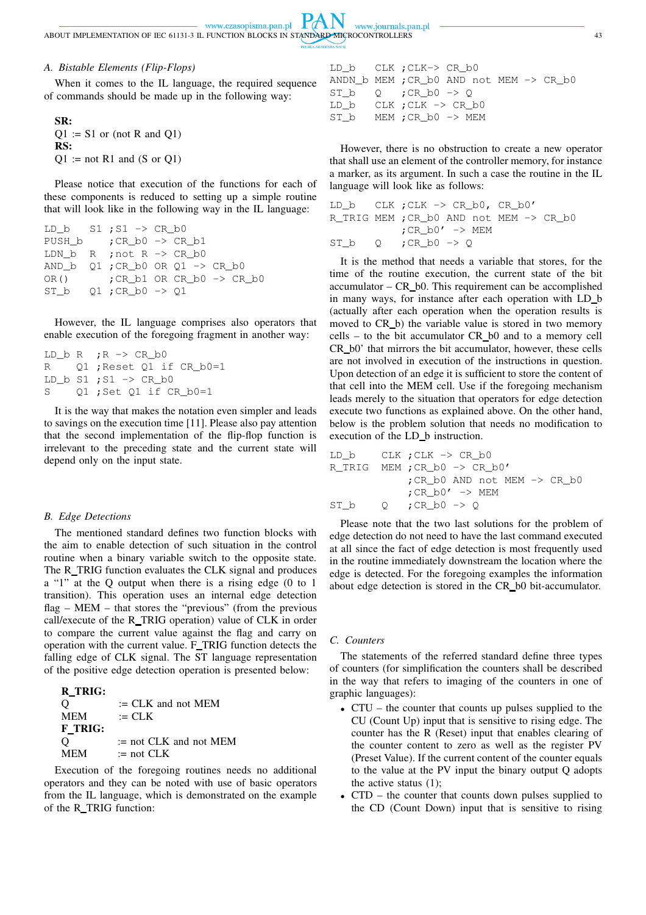### A. Bistable Elements (Flip-Flops)

When it comes to the IL language, the required sequence of commands should be made up in the following way:

**SR:**
Q1 := S1 or (not R and Q1)
**RS:**
Q1 := not R1 and (S or Q1)

Please notice that execution of the functions for each of these components is reduced to setting up a simple routine that will look like in the following way in the IL language:

```
LD_b    S1 ;S1 -> CR_b0
PUSH_b     ;CR_b0 -> CR_b1
LDN_b   R  ;not R -> CR_b0
AND_b   Q1 ;CR_b0 OR Q1 -> CR_b0
OR()       ;CR_b1 OR CR_b0 -> CR_b0
ST_b    Q1 ;CR_b0 -> Q1
```

However, the IL language comprises also operators that enable execution of the foregoing fragment in another way:

```
LD_b R  ;R -> CR_b0
R    Q1 ;Reset Q1 if CR_b0=1
LD_b S1 ;S1 -> CR_b0
S    Q1 ;Set Q1 if CR_b0=1
```

It is the way that makes the notation even simpler and leads to savings on the execution time [11]. Please also pay attention that the second implementation of the flip-flop function is irrelevant to the preceding state and the current state will depend only on the input state.

### B. Edge Detections

The mentioned standard defines two function blocks with the aim to enable detection of such situation in the control routine when a binary variable switch to the opposite state. The R_TRIG function evaluates the CLK signal and produces a "1" at the Q output when there is a rising edge (0 to 1 transition). This operation uses an internal edge detection flag – MEM – that stores the "previous" (from the previous call/execute of the R_TRIG operation) value of CLK in order to compare the current value against the flag and carry on operation with the current value. F_TRIG function detects the falling edge of CLK signal. The ST language representation of the positive edge detection operation is presented below:

**R_TRIG:**
Q := CLK and not MEM
MEM := CLK
**F_TRIG:**
Q := not CLK and not MEM
MEM := not CLK

Execution of the foregoing routines needs no additional operators and they can be noted with use of basic operators from the IL language, which is demonstrated on the example of the R_TRIG function:

```
LD_b   CLK ;CLK-> CR_b0
ANDN_b MEM ;CR_b0 AND not MEM -> CR_b0
ST_b   Q   ;CR_b0 -> Q
LD_b   CLK ;CLK -> CR_b0
ST_b   MEM ;CR_b0 -> MEM
```

However, there is no obstruction to create a new operator that shall use an element of the controller memory, for instance a marker, as its argument. In such a case the routine in the IL language will look like as follows:

```
LD_b   CLK ;CLK -> CR_b0, CR_b0'
R_TRIG MEM ;CR_b0 AND not MEM -> CR_b0
           ;CR_b0' -> MEM
ST_b   Q   ;CR_b0 -> Q
```

It is the method that needs a variable that stores, for the time of the routine execution, the current state of the bit accumulator – CR_b0. This requirement can be accomplished in many ways, for instance after each operation with LD_b (actually after each operation when the operation results is moved to CR_b) the variable value is stored in two memory cells – to the bit accumulator CR_b0 and to a memory cell CR_b0' that mirrors the bit accumulator, however, these cells are not involved in execution of the instructions in question. Upon detection of an edge it is sufficient to store the content of that cell into the MEM cell. Use if the foregoing mechanism leads merely to the situation that operators for edge detection execute two functions as explained above. On the other hand, below is the problem solution that needs no modification to execution of the LD_b instruction.

```
LD_b    CLK ;CLK -> CR_b0
R_TRIG  MEM ;CR_b0 -> CR_b0'
            ;CR_b0 AND not MEM -> CR_b0
            ;CR_b0' -> MEM
ST_b    Q   ;CR_b0 -> Q
```

Please note that the two last solutions for the problem of edge detection do not need to have the last command executed at all since the fact of edge detection is most frequently used in the routine immediately downstream the location where the edge is detected. For the foregoing examples the information about edge detection is stored in the CR_b0 bit-accumulator.

### C. Counters

The statements of the referred standard define three types of counters (for simplification the counters shall be described in the way that refers to imaging of the counters in one of graphic languages):

- CTU – the counter that counts up pulses supplied to the CU (Count Up) input that is sensitive to rising edge. The counter has the R (Reset) input that enables clearing of the counter content to zero as well as the register PV (Preset Value). If the current content of the counter equals to the value at the PV input the binary output Q adopts the active status (1);
- CTD – the counter that counts down pulses supplied to the CD (Count Down) input that is sensitive to rising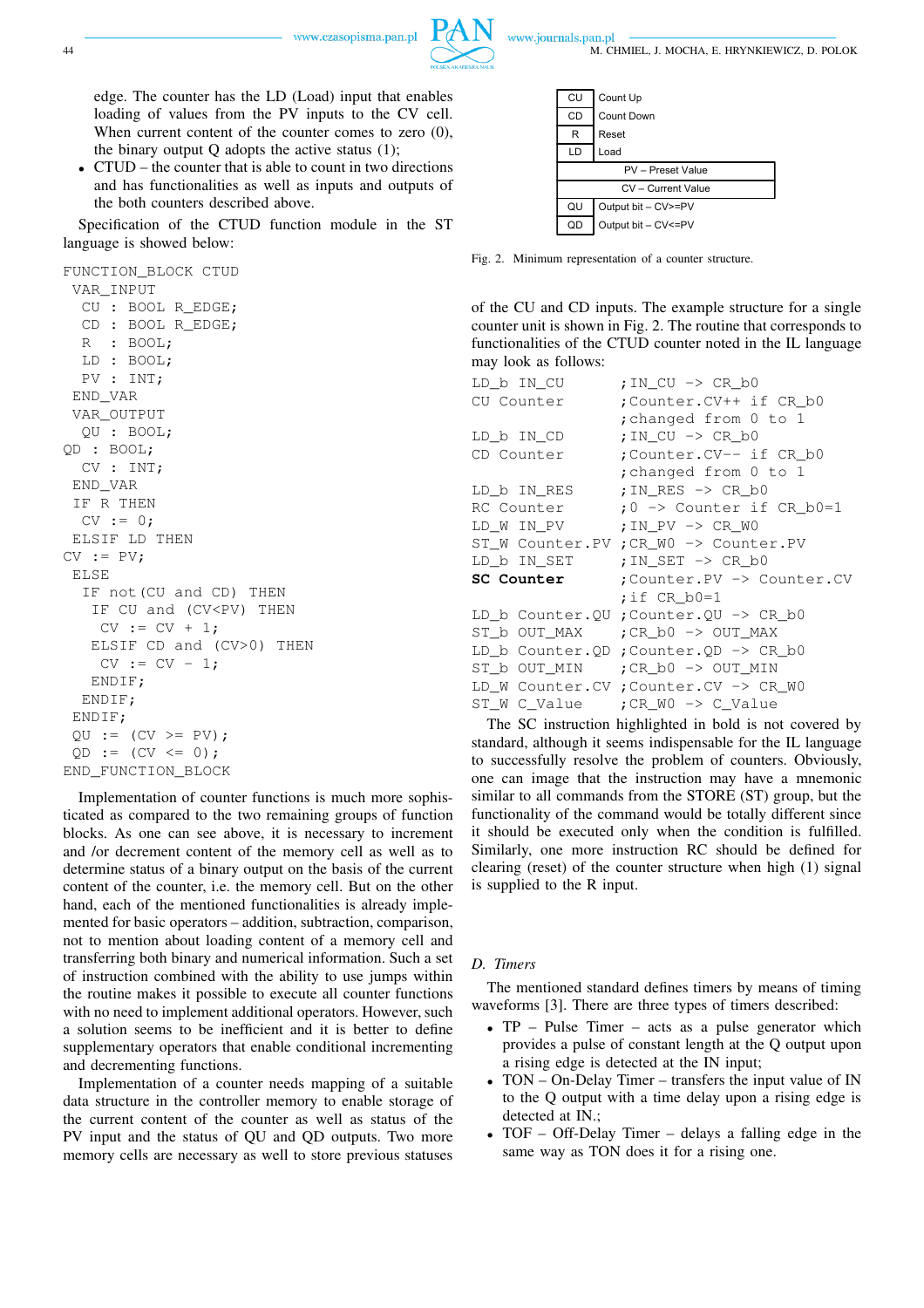edge. The counter has the LD (Load) input that enables loading of values from the PV inputs to the CV cell. When current content of the counter comes to zero (0), the binary output Q adopts the active status (1);

- CTUD – the counter that is able to count in two directions and has functionalities as well as inputs and outputs of the both counters described above.

Specification of the CTUD function module in the ST language is showed below:

```
FUNCTION_BLOCK CTUD
 VAR_INPUT
  CU : BOOL R_EDGE;
  CD : BOOL R_EDGE;
  R  : BOOL;
  LD : BOOL;
  PV : INT;
 END_VAR
 VAR_OUTPUT
  QU : BOOL;
QD : BOOL;
  CV : INT;
 END_VAR
 IF R THEN
  CV := 0;
 ELSIF LD THEN
CV := PV;
 ELSE
  IF not(CU and CD) THEN
   IF CU and (CV<PV) THEN
    CV := CV + 1;
   ELSIF CD and (CV>0) THEN
    CV := CV - 1;
   ENDIF;
  ENDIF;
 ENDIF;
 QU := (CV >= PV);
 QD := (CV <= 0);
END_FUNCTION_BLOCK
```

Implementation of counter functions is much more sophisticated as compared to the two remaining groups of function blocks. As one can see above, it is necessary to increment and /or decrement content of the memory cell as well as to determine status of a binary output on the basis of the current content of the counter, i.e. the memory cell. But on the other hand, each of the mentioned functionalities is already implemented for basic operators – addition, subtraction, comparison, not to mention about loading content of a memory cell and transferring both binary and numerical information. Such a set of instruction combined with the ability to use jumps within the routine makes it possible to execute all counter functions with no need to implement additional operators. However, such a solution seems to be inefficient and it is better to define supplementary operators that enable conditional incrementing and decrementing functions.

Implementation of a counter needs mapping of a suitable data structure in the controller memory to enable storage of the current content of the counter as well as status of the PV input and the status of QU and QD outputs. Two more memory cells are necessary as well to store previous statuses of the CU and CD inputs. The example structure for a single counter unit is shown in Fig. 2. The routine that corresponds to functionalities of the CTUD counter noted in the IL language may look as follows:

| CU | Count Up |
|---|---|
| CD | Count Down |
| R | Reset |
| LD | Load |
| PV – Preset Value | |
| CV – Current Value | |
| QU | Output bit – CV>=PV |
| QD | Output bit – CV<=PV |

Fig. 2. Minimum representation of a counter structure.

```
LD_b IN_CU         ;IN_CU -> CR_b0
CU Counter         ;Counter.CV++ if CR_b0
                   ;changed from 0 to 1
LD_b IN_CD         ;IN_CU -> CR_b0
CD Counter         ;Counter.CV-- if CR_b0
                   ;changed from 0 to 1
LD_b IN_RES        ;IN_RES -> CR_b0
RC Counter         ;0 -> Counter if CR_b0=1
LD_W IN_PV         ;IN_PV -> CR_W0
ST_W Counter.PV    ;CR_W0 -> Counter.PV
LD_b IN_SET        ;IN_SET -> CR_b0
SC Counter         ;Counter.PV -> Counter.CV
                   ;if CR_b0=1
LD_b Counter.QU    ;Counter.QU -> CR_b0
ST_b OUT_MAX       ;CR_b0 -> OUT_MAX
LD_b Counter.QD    ;Counter.QD -> CR_b0
ST_b OUT_MIN       ;CR_b0 -> OUT_MIN
LD_W Counter.CV    ;Counter.CV -> CR_W0
ST_W C_Value       ;CR_W0 -> C_Value
```

The SC instruction highlighted in bold is not covered by standard, although it seems indispensable for the IL language to successfully resolve the problem of counters. Obviously, one can image that the instruction may have a mnemonic similar to all commands from the STORE (ST) group, but the functionality of the command would be totally different since it should be executed only when the condition is fulfilled. Similarly, one more instruction RC should be defined for clearing (reset) of the counter structure when high (1) signal is supplied to the R input.

### D. *Timers*

The mentioned standard defines timers by means of timing waveforms [3]. There are three types of timers described:

- TP – Pulse Timer – acts as a pulse generator which provides a pulse of constant length at the Q output upon a rising edge is detected at the IN input;
- TON – On-Delay Timer – transfers the input value of IN to the Q output with a time delay upon a rising edge is detected at IN.;
- TOF – Off-Delay Timer – delays a falling edge in the same way as TON does it for a rising one.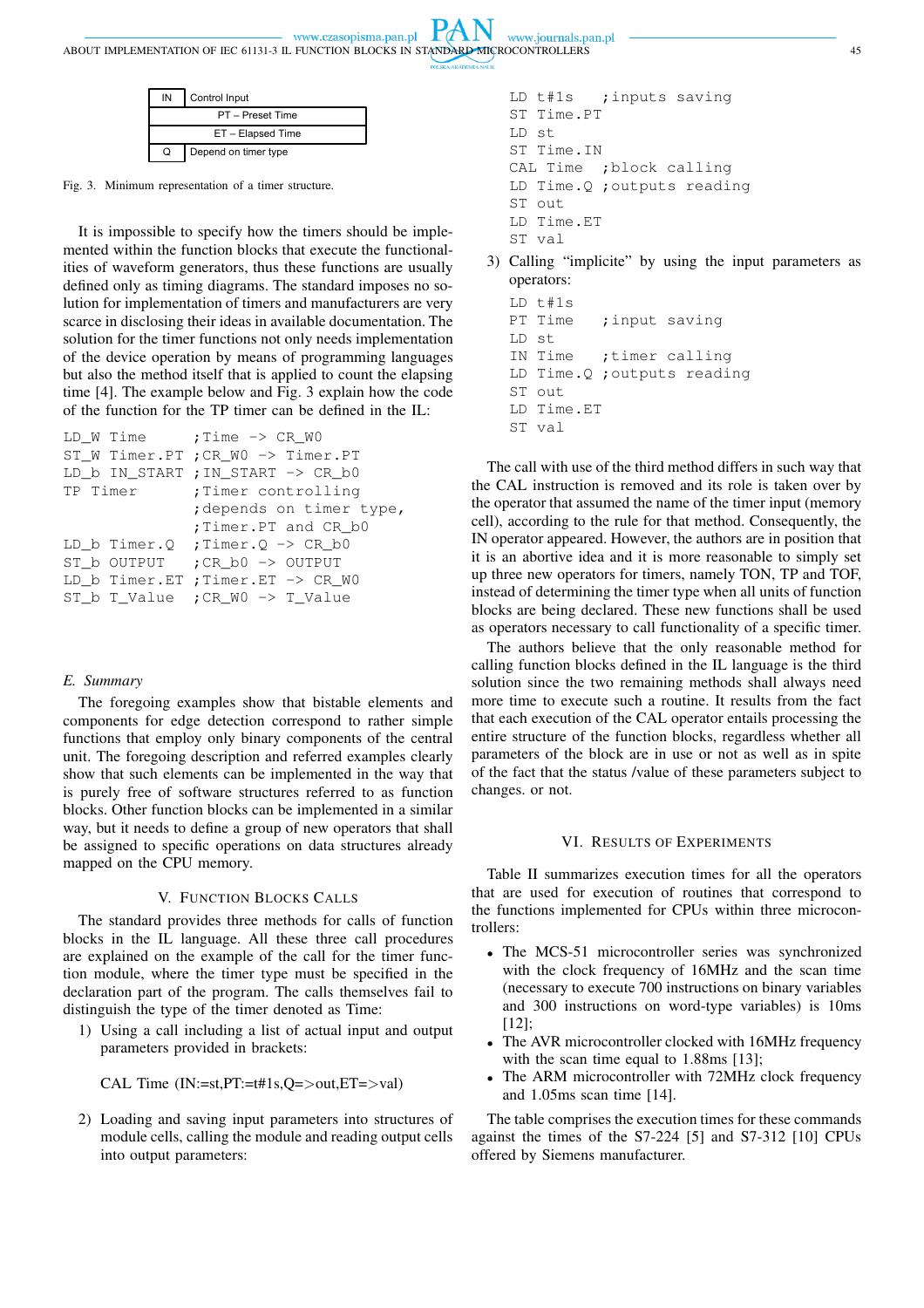| IN | Control Input |
|---|---|
| PT – Preset Time | |
| ET – Elapsed Time | |
| Q | Depend on timer type |

Fig. 3. Minimum representation of a timer structure.

It is impossible to specify how the timers should be implemented within the function blocks that execute the functionalities of waveform generators, thus these functions are usually defined only as timing diagrams. The standard imposes no solution for implementation of timers and manufacturers are very scarce in disclosing their ideas in available documentation. The solution for the timer functions not only needs implementation of the device operation by means of programming languages but also the method itself that is applied to count the elapsing time [4]. The example below and Fig. 3 explain how the code of the function for the TP timer can be defined in the IL:

```
LD_W Time       ;Time -> CR_W0
ST_W Timer.PT   ;CR_W0 -> Timer.PT
LD_b IN_START   ;IN_START -> CR_b0
TP Timer        ;Timer controlling
                ;depends on timer type,
                ;Timer.PT and CR_b0
LD_b Timer.Q    ;Timer.Q -> CR_b0
ST_b OUTPUT     ;CR_b0 -> OUTPUT
LD_b Timer.ET   ;Timer.ET -> CR_W0
ST_b T_Value    ;CR_W0 -> T_Value
```

### E. Summary

The foregoing examples show that bistable elements and components for edge detection correspond to rather simple functions that employ only binary components of the central unit. The foregoing description and referred examples clearly show that such elements can be implemented in the way that is purely free of software structures referred to as function blocks. Other function blocks can be implemented in a similar way, but it needs to define a group of new operators that shall be assigned to specific operations on data structures already mapped on the CPU memory.

## V. Function Blocks Calls

The standard provides three methods for calls of function blocks in the IL language. All these three call procedures are explained on the example of the call for the timer function module, where the timer type must be specified in the declaration part of the program. The calls themselves fail to distinguish the type of the timer denoted as Time:

1) Using a call including a list of actual input and output parameters provided in brackets:

   CAL Time (IN:=st,PT:=t#1s,Q=>out,ET=>val)

2) Loading and saving input parameters into structures of module cells, calling the module and reading output cells into output parameters:

```
LD t#1s    ;inputs saving
ST Time.PT
LD st
ST Time.IN
CAL Time   ;block calling
LD Time.Q  ;outputs reading
ST out
LD Time.ET
ST val
```

3) Calling "implicite" by using the input parameters as operators:

```
LD t#1s
PT Time    ;input saving
LD st
IN Time    ;timer calling
LD Time.Q  ;outputs reading
ST out
LD Time.ET
ST val
```

The call with use of the third method differs in such way that the CAL instruction is removed and its role is taken over by the operator that assumed the name of the timer input (memory cell), according to the rule for that method. Consequently, the IN operator appeared. However, the authors are in position that it is an abortive idea and it is more reasonable to simply set up three new operators for timers, namely TON, TP and TOF, instead of determining the timer type when all units of function blocks are being declared. These new functions shall be used as operators necessary to call functionality of a specific timer.

The authors believe that the only reasonable method for calling function blocks defined in the IL language is the third solution since the two remaining methods shall always need more time to execute such a routine. It results from the fact that each execution of the CAL operator entails processing the entire structure of the function blocks, regardless whether all parameters of the block are in use or not as well as in spite of the fact that the status /value of these parameters subject to changes. or not.

## VI. Results of Experiments

Table II summarizes execution times for all the operators that are used for execution of routines that correspond to the functions implemented for CPUs within three microcontrollers:

- The MCS-51 microcontroller series was synchronized with the clock frequency of 16MHz and the scan time (necessary to execute 700 instructions on binary variables and 300 instructions on word-type variables) is 10ms [12];
- The AVR microcontroller clocked with 16MHz frequency with the scan time equal to 1.88ms [13];
- The ARM microcontroller with 72MHz clock frequency and 1.05ms scan time [14].

The table comprises the execution times for these commands against the times of the S7-224 [5] and S7-312 [10] CPUs offered by Siemens manufacturer.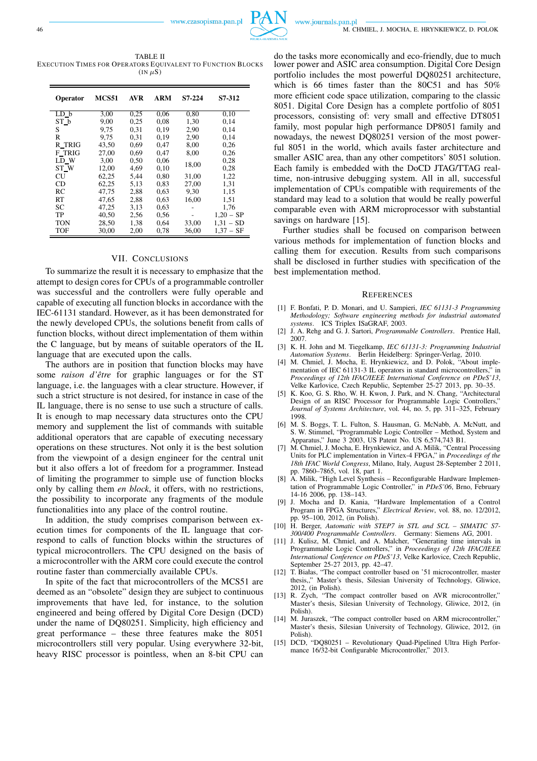TABLE II
EXECUTION TIMES FOR OPERATORS EQUIVALENT TO FUNCTION BLOCKS (IN $\mu$S)

| Operator | MCS51 | AVR | ARM | S7-224 | S7-312 |
|---|---|---|---|---|---|
| LD_b | 3,00 | 0,25 | 0,06 | 0,80 | 0,10 |
| ST_b | 9,00 | 0,25 | 0,08 | 1,30 | 0,14 |
| S | 9,75 | 0,31 | 0,19 | 2,90 | 0,14 |
| R | 9,75 | 0,31 | 0,19 | 2,90 | 0,14 |
| R_TRIG | 43,50 | 0,69 | 0,47 | 8,00 | 0,26 |
| F_TRIG | 27,00 | 0,69 | 0,47 | 8,00 | 0,26 |
| LD_W | 3,00 | 0,50 | 0,06 | 18,00 | 0,28 |
| ST_W | 12,00 | 4,69 | 0,10 | | 0,28 |
| CU | 62,25 | 5,44 | 0,80 | 31,00 | 1,22 |
| CD | 62,25 | 5,13 | 0,83 | 27,00 | 1,31 |
| RC | 47,75 | 2,88 | 0,63 | 9,30 | 1,15 |
| RT | 47,65 | 2,88 | 0,63 | 16,00 | 1,51 |
| SC | 47,25 | 3,13 | 0,63 | - | 1,76 |
| TP | 40,50 | 2,56 | 0,56 | - | 1,20 – SP |
| TON | 28,50 | 1,38 | 0,64 | 33,00 | 1,31 – SD |
| TOF | 30,00 | 2,00 | 0,78 | 36,00 | 1,37 – SF |

## VII. CONCLUSIONS

To summarize the result it is necessary to emphasize that the attempt to design cores for CPUs of a programmable controller was successful and the controllers were fully operable and capable of executing all function blocks in accordance with the IEC-61131 standard. However, as it has been demonstrated for the newly developed CPUs, the solutions benefit from calls of function blocks, without direct implementation of them within the C language, but by means of suitable operators of the IL language that are executed upon the calls.

The authors are in position that function blocks may have some *raison d'être* for graphic languages or for the ST language, i.e. the languages with a clear structure. However, if such a strict structure is not desired, for instance in case of the IL language, there is no sense to use such a structure of calls. It is enough to map necessary data structures onto the CPU memory and supplement the list of commands with suitable additional operators that are capable of executing necessary operations on these structures. Not only it is the best solution from the viewpoint of a design engineer for the central unit but it also offers a lot of freedom for a programmer. Instead of limiting the programmer to simple use of function blocks only by calling them *en block*, it offers, with no restrictions, the possibility to incorporate any fragments of the module functionalities into any place of the control routine.

In addition, the study comprises comparison between execution times for components of the IL language that correspond to calls of function blocks within the structures of typical microcontrollers. The CPU designed on the basis of a microcontroller with the ARM core could execute the control routine faster than commercially available CPUs.

In spite of the fact that microcontrollers of the MCS51 are deemed as an "obsolete" design they are subject to continuous improvements that have led, for instance, to the solution engineered and being offered by Digital Core Design (DCD) under the name of DQ80251. Simplicity, high efficiency and great performance – these three features make the 8051 microcontrollers still very popular. Using everywhere 32-bit, heavy RISC processor is pointless, when an 8-bit CPU can do the tasks more economically and eco-friendly, due to much lower power and ASIC area consumption. Digital Core Design portfolio includes the most powerful DQ80251 architecture, which is 66 times faster than the 80C51 and has 50% more efficient code space utilization, comparing to the classic 8051. Digital Core Design has a complete portfolio of 8051 processors, consisting of: very small and effective DT8051 family, most popular high performance DP8051 family and nowadays, the newest DQ80251 version of the most powerful 8051 in the world, which avails faster architecture and smaller ASIC area, than any other competitors' 8051 solution. Each family is embedded with the DoCD JTAG/TTAG real-time, non-intrusive debugging system. All in all, successful implementation of CPUs compatible with requirements of the standard may lead to a solution that would be really powerful comparable even with ARM microprocessor with substantial savings on hardware [15].

Further studies shall be focused on comparison between various methods for implementation of function blocks and calling them for execution. Results from such comparisons shall be disclosed in further studies with specification of the best implementation method.

## REFERENCES

[1] F. Bonfati, P. D. Monari, and U. Sampieri, *IEC 61131-3 Programming Methodology; Software engineering methods for industrial automated systems*. ICS Triplex ISaGRAF, 2003.

[2] J. A. Rehg and G. J. Sartori, *Programmable Controllers*. Prentice Hall, 2007.

[3] K. H. John and M. Tiegelkamp, *IEC 61131-3: Programming Industrial Automation Systems*. Berlin Heidelberg: Springer-Verlag, 2010.

[4] M. Chmiel, J. Mocha, E. Hrynkiewicz, and D. Polok, "About implementation of IEC 61131-3 IL operators in standard microcontrollers," in *Proceedings of 12th IFAC/IEEE International Conference on PDeS'13*, Velke Karlovice, Czech Republic, September 25-27 2013, pp. 30–35.

[5] K. Koo, G. S. Rho, W. H. Kwon, J. Park, and N. Chang, "Architectural Design of an RISC Processor for Programmable Logic Controllers," *Journal of Systems Architecture*, vol. 44, no. 5, pp. 311–325, February 1998.

[6] M. S. Boggs, T. L. Fulton, S. Hausman, G. McNabb, A. McNutt, and S. W. Stimmel, "Programmable Logic Controller – Method, System and Apparatus," June 3 2003, US Patent No. US 6,574,743 B1.

[7] M. Chmiel, J. Mocha, E. Hrynkiewicz, and A. Milik, "Central Processing Units for PLC implementation in Virtex-4 FPGA," in *Proceedings of the 18th IFAC World Congress*, Milano, Italy, August 28-September 2 2011, pp. 7860–7865, vol. 18, part 1.

[8] A. Milik, "High Level Synthesis – Reconfigurable Hardware Implementation of Programmable Logic Controller," in *PDeS'06*, Brno, February 14-16 2006, pp. 138–143.

[9] J. Mocha and D. Kania, "Hardware Implementation of a Control Program in FPGA Structures," *Electrical Review*, vol. 88, no. 12/2012, pp. 95–100, 2012, (in Polish).

[10] H. Berger, *Automatic with STEP7 in STL and SCL – SIMATIC S7-300/400 Programmable Controllers*. Germany: Siemens AG, 2001.

[11] J. Kulisz, M. Chmiel, and A. Malcher, "Generating time intervals in Programmable Logic Controllers," in *Proceedings of 12th IFAC/IEEE International Conference on PDeS'13*, Velke Karlovice, Czech Republic, September 25-27 2013, pp. 42–47.

[12] T. Białas, "The compact controller based on '51 microcontroller, master thesis,," Master's thesis, Silesian University of Technology, Gliwice, 2012, (in Polish).

[13] R. Zych, "The compact controller based on AVR microcontroller," Master's thesis, Silesian University of Technology, Gliwice, 2012, (in Polish).

[14] M. Juraszek, "The compact controller based on ARM microcontroller," Master's thesis, Silesian University of Technology, Gliwice, 2012, (in Polish).

[15] DCD, "DQ80251 – Revolutionary Quad-Pipelined Ultra High Performance 16/32-bit Configurable Microcontroller," 2013.